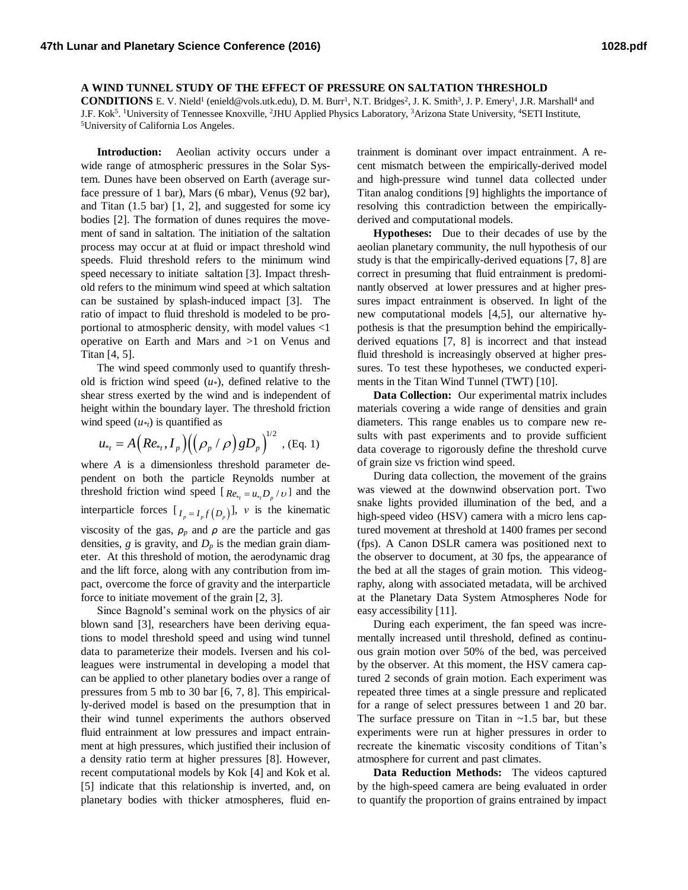# A WIND TUNNEL STUDY OF THE EFFECT OF PRESSURE ON SALTATION THRESHOLD CONDITIONS

E. V. Nield[1] (enield@vols.utk.edu), D. M. Burr[1], N.T. Bridges[2], J. K. Smith[3], J. P. Emery[1], J.R. Marshall[4] and J.F. Kok[5]. [1]University of Tennessee Knoxville, [2]JHU Applied Physics Laboratory, [3]Arizona State University, [4]SETI Institute, [5]University of California Los Angeles.

**Introduction:** Aeolian activity occurs under a wide range of atmospheric pressures in the Solar System. Dunes have been observed on Earth (average surface pressure of 1 bar), Mars (6 mbar), Venus (92 bar), and Titan (1.5 bar) [1, 2], and suggested for some icy bodies [2]. The formation of dunes requires the movement of sand in saltation. The initiation of the saltation process may occur at at fluid or impact threshold wind speeds. Fluid threshold refers to the minimum wind speed necessary to initiate saltation [3]. Impact threshold refers to the minimum wind speed at which saltation can be sustained by splash-induced impact [3]. The ratio of impact to fluid threshold is modeled to be proportional to atmospheric density, with model values <1 operative on Earth and Mars and >1 on Venus and Titan [4, 5].

The wind speed commonly used to quantify threshold is friction wind speed ($u_*$), defined relative to the shear stress exerted by the wind and is independent of height within the boundary layer. The threshold friction wind speed ($u_{*t}$) is quantified as

$$u_{*t} = A\left(Re_{*t}, I_p\right)\left(\left(\rho_p / \rho\right) g D_p\right)^{1/2} \text{, (Eq. 1)}$$

where $A$ is a dimensionless threshold parameter dependent on both the particle Reynolds number at threshold friction wind speed [ $Re_{*t} = u_{*t} D_p / \upsilon$ ] and the interparticle forces [ $I_p = I_p f\left(D_p\right)$ ], $v$ is the kinematic viscosity of the gas, $\rho_p$ and $\rho$ are the particle and gas densities, $g$ is gravity, and $D_p$ is the median grain diameter. At this threshold of motion, the aerodynamic drag and the lift force, along with any contribution from impact, overcome the force of gravity and the interparticle force to initiate movement of the grain [2, 3].

Since Bagnold's seminal work on the physics of air blown sand [3], researchers have been deriving equations to model threshold speed and using wind tunnel data to parameterize their models. Iversen and his colleagues were instrumental in developing a model that can be applied to other planetary bodies over a range of pressures from 5 mb to 30 bar [6, 7, 8]. This empirically-derived model is based on the presumption that in their wind tunnel experiments the authors observed fluid entrainment at low pressures and impact entrainment at high pressures, which justified their inclusion of a density ratio term at higher pressures [8]. However, recent computational models by Kok [4] and Kok et al. [5] indicate that this relationship is inverted, and, on planetary bodies with thicker atmospheres, fluid entrainment is dominant over impact entrainment. A recent mismatch between the empirically-derived model and high-pressure wind tunnel data collected under Titan analog conditions [9] highlights the importance of resolving this contradiction between the empirically-derived and computational models.

**Hypotheses:** Due to their decades of use by the aeolian planetary community, the null hypothesis of our study is that the empirically-derived equations [7, 8] are correct in presuming that fluid entrainment is predominantly observed at lower pressures and at higher pressures impact entrainment is observed. In light of the new computational models [4,5], our alternative hypothesis is that the presumption behind the empirically-derived equations [7, 8] is incorrect and that instead fluid threshold is increasingly observed at higher pressures. To test these hypotheses, we conducted experiments in the Titan Wind Tunnel (TWT) [10].

**Data Collection:** Our experimental matrix includes materials covering a wide range of densities and grain diameters. This range enables us to compare new results with past experiments and to provide sufficient data coverage to rigorously define the threshold curve of grain size vs friction wind speed.

During data collection, the movement of the grains was viewed at the downwind observation port. Two snake lights provided illumination of the bed, and a high-speed video (HSV) camera with a micro lens captured movement at threshold at 1400 frames per second (fps). A Canon DSLR camera was positioned next to the observer to document, at 30 fps, the appearance of the bed at all the stages of grain motion. This videography, along with associated metadata, will be archived at the Planetary Data System Atmospheres Node for easy accessibility [11].

During each experiment, the fan speed was incrementally increased until threshold, defined as continuous grain motion over 50% of the bed, was perceived by the observer. At this moment, the HSV camera captured 2 seconds of grain motion. Each experiment was repeated three times at a single pressure and replicated for a range of select pressures between 1 and 20 bar. The surface pressure on Titan in ~1.5 bar, but these experiments were run at higher pressures in order to recreate the kinematic viscosity conditions of Titan's atmosphere for current and past climates.

**Data Reduction Methods:** The videos captured by the high-speed camera are being evaluated in order to quantify the proportion of grains entrained by impact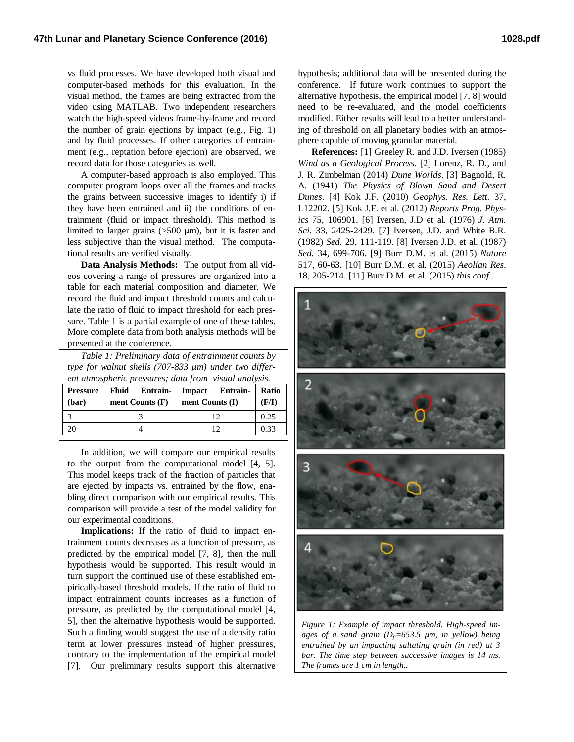vs fluid processes. We have developed both visual and computer-based methods for this evaluation. In the visual method, the frames are being extracted from the video using MATLAB. Two independent researchers watch the high-speed videos frame-by-frame and record the number of grain ejections by impact (e.g., Fig. 1) and by fluid processes. If other categories of entrainment (e.g., reptation before ejection) are observed, we record data for those categories as well.

A computer-based approach is also employed. This computer program loops over all the frames and tracks the grains between successive images to identify i) if they have been entrained and ii) the conditions of entrainment (fluid or impact threshold). This method is limited to larger grains (>500 μm), but it is faster and less subjective than the visual method. The computational results are verified visually.

**Data Analysis Methods:** The output from all videos covering a range of pressures are organized into a table for each material composition and diameter. We record the fluid and impact threshold counts and calculate the ratio of fluid to impact threshold for each pressure. Table 1 is a partial example of one of these tables. More complete data from both analysis methods will be presented at the conference.

*Table 1: Preliminary data of entrainment counts by type for walnut shells (707-833 μm) under two different atmospheric pressures; data from visual analysis.*

| Pressure (bar) | Fluid Entrainment Counts (F) | Impact Entrainment Counts (I) | Ratio (F/I) |
|---|---|---|---|
| 3 | 3 | 12 | 0.25 |
| 20 | 4 | 12 | 0.33 |

In addition, we will compare our empirical results to the output from the computational model [4, 5]. This model keeps track of the fraction of particles that are ejected by impacts vs. entrained by the flow, enabling direct comparison with our empirical results. This comparison will provide a test of the model validity for our experimental conditions.

**Implications:** If the ratio of fluid to impact entrainment counts decreases as a function of pressure, as predicted by the empirical model [7, 8], then the null hypothesis would be supported. This result would in turn support the continued use of these established empirically-based threshold models. If the ratio of fluid to impact entrainment counts increases as a function of pressure, as predicted by the computational model [4, 5], then the alternative hypothesis would be supported. Such a finding would suggest the use of a density ratio term at lower pressures instead of higher pressures, contrary to the implementation of the empirical model [7]. Our preliminary results support this alternative hypothesis; additional data will be presented during the conference. If future work continues to support the alternative hypothesis, the empirical model [7, 8] would need to be re-evaluated, and the model coefficients modified. Either results will lead to a better understanding of threshold on all planetary bodies with an atmosphere capable of moving granular material.

**References:** [1] Greeley R. and J.D. Iversen (1985) *Wind as a Geological Process*. [2] Lorenz, R. D., and J. R. Zimbelman (2014) *Dune Worlds*. [3] Bagnold, R. A. (1941) *The Physics of Blown Sand and Desert Dunes*. [4] Kok J.F. (2010) *Geophys. Res. Lett.* 37, L12202. [5] Kok J.F. et al. (2012) *Reports Prog. Physics* 75, 106901. [6] Iversen, J.D et al. (1976) *J. Atm. Sci.* 33, 2425-2429. [7] Iversen, J.D. and White B.R. (1982) *Sed.* 29, 111-119. [8] Iversen J.D. et al. (1987) *Sed.* 34, 699-706. [9] Burr D.M. et al. (2015) *Nature* 517, 60-63. [10] Burr D.M. et al. (2015) *Aeolian Res.* 18, 205-214. [11] Burr D.M. et al. (2015) *this conf.*.

*Figure 1: Example of impact threshold. High-speed images of a sand grain ($D_p$=653.5 μm, in yellow) being entrained by an impacting saltating grain (in red) at 3 bar. The time step between successive images is 14 ms. The frames are 1 cm in length..*